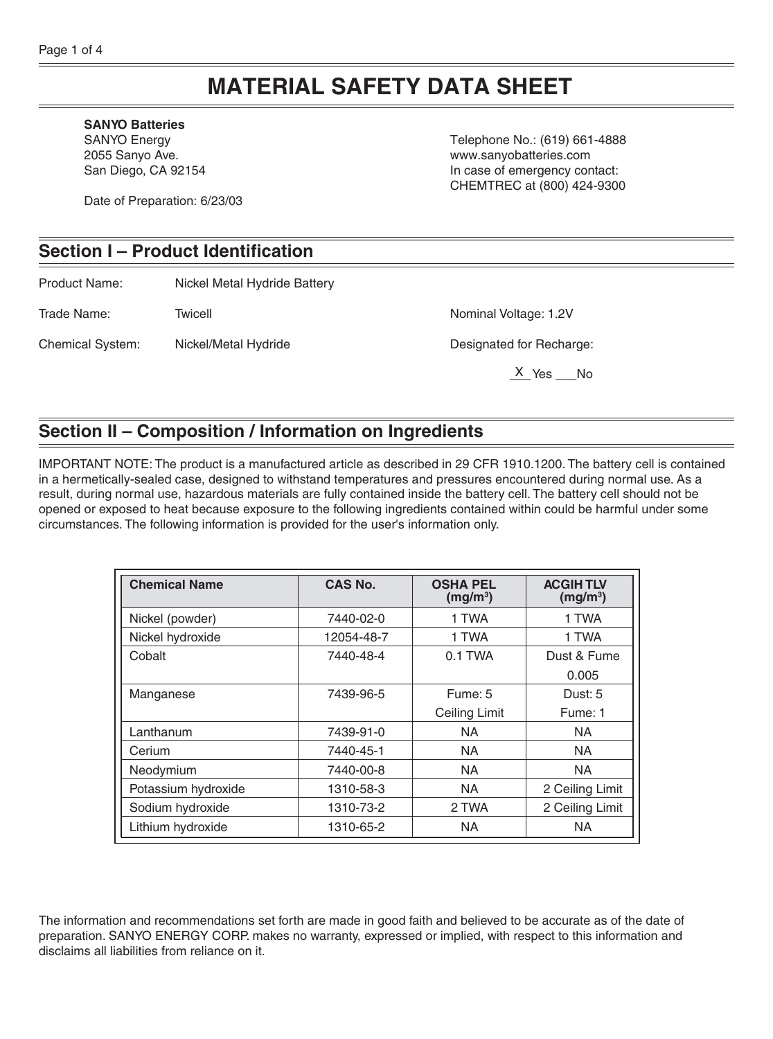# MATERIAL SAFETY DATA SHEET

**SANYO Batteries**
SANYO Energy
2055 Sanyo Ave.
San Diego, CA 92154

Telephone No.: (619) 661-4888
www.sanyobatteries.com
In case of emergency contact:
CHEMTREC at (800) 424-9300

Date of Preparation: 6/23/03

## Section I – Product Identification

Product Name: Nickel Metal Hydride Battery

Trade Name: Twicell

Nominal Voltage: 1.2V

Chemical System: Nickel/Metal Hydride

Designated for Recharge:

_X_ Yes ___No

## Section II – Composition / Information on Ingredients

IMPORTANT NOTE: The product is a manufactured article as described in 29 CFR 1910.1200. The battery cell is contained in a hermetically-sealed case, designed to withstand temperatures and pressures encountered during normal use. As a result, during normal use, hazardous materials are fully contained inside the battery cell. The battery cell should not be opened or exposed to heat because exposure to the following ingredients contained within could be harmful under some circumstances. The following information is provided for the user's information only.

| Chemical Name | CAS No. | OSHA PEL ($mg/m^3$) | ACGIH TLV ($mg/m^3$) |
|---|---|---|---|
| Nickel (powder) | 7440-02-0 | 1 TWA | 1 TWA |
| Nickel hydroxide | 12054-48-7 | 1 TWA | 1 TWA |
| Cobalt | 7440-48-4 | 0.1 TWA | Dust & Fume 0.005 |
| Manganese | 7439-96-5 | Fume: 5 Ceiling Limit | Dust: 5 Fume: 1 |
| Lanthanum | 7439-91-0 | NA | NA |
| Cerium | 7440-45-1 | NA | NA |
| Neodymium | 7440-00-8 | NA | NA |
| Potassium hydroxide | 1310-58-3 | NA | 2 Ceiling Limit |
| Sodium hydroxide | 1310-73-2 | 2 TWA | 2 Ceiling Limit |
| Lithium hydroxide | 1310-65-2 | NA | NA |

The information and recommendations set forth are made in good faith and believed to be accurate as of the date of preparation. SANYO ENERGY CORP. makes no warranty, expressed or implied, with respect to this information and disclaims all liabilities from reliance on it.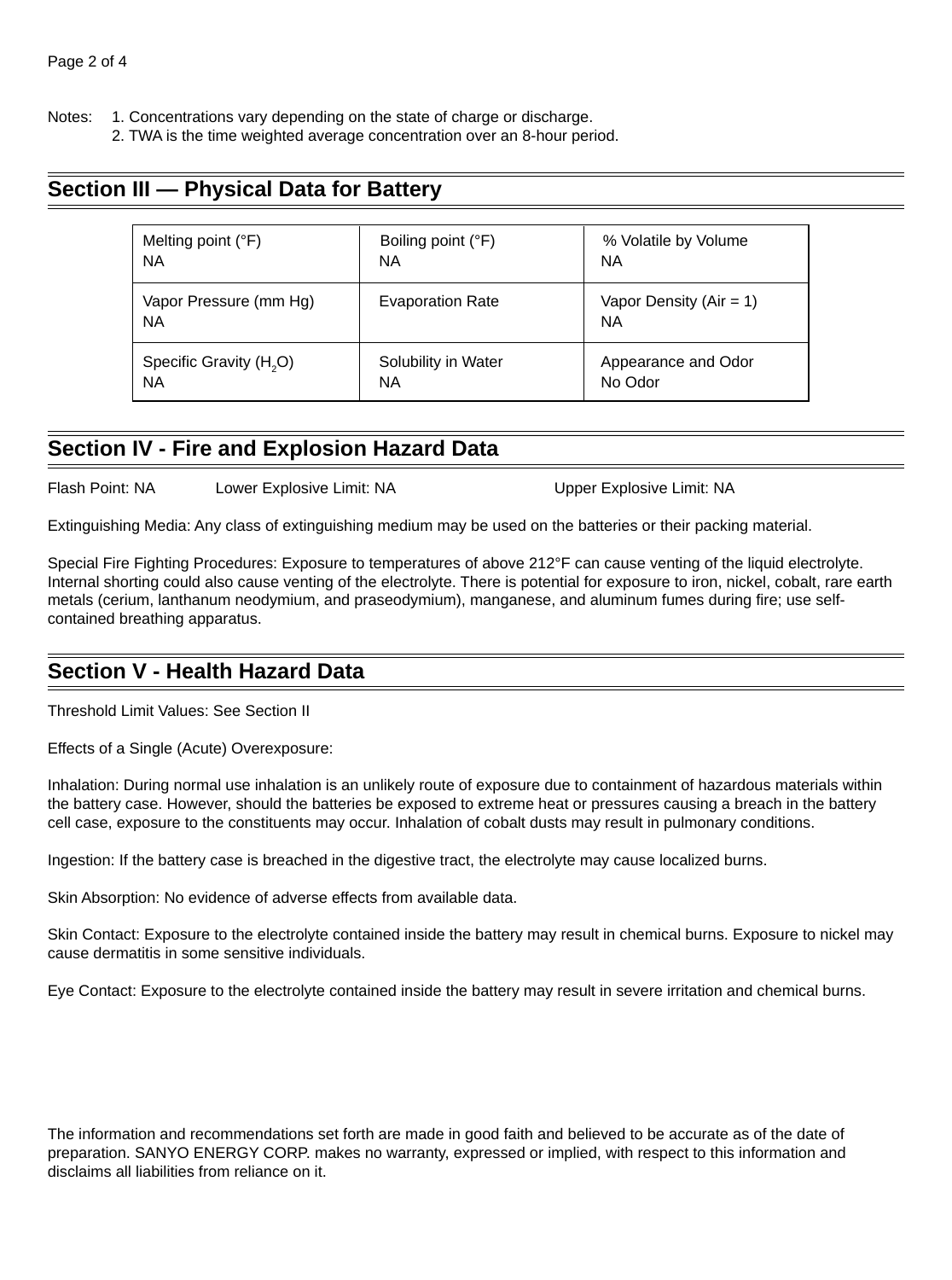Notes: 1. Concentrations vary depending on the state of charge or discharge.
2. TWA is the time weighted average concentration over an 8-hour period.

## Section III — Physical Data for Battery

| Melting point (°F) | Boiling point (°F) | % Volatile by Volume |
|---|---|---|
| NA | NA | NA |
| Vapor Pressure (mm Hg) | Evaporation Rate | Vapor Density (Air = 1) |
| NA | | NA |
| Specific Gravity ($H_2O$) | Solubility in Water | Appearance and Odor |
| NA | NA | No Odor |

## Section IV - Fire and Explosion Hazard Data

Flash Point: NA  Lower Explosive Limit: NA  Upper Explosive Limit: NA

Extinguishing Media: Any class of extinguishing medium may be used on the batteries or their packing material.

Special Fire Fighting Procedures: Exposure to temperatures of above 212°F can cause venting of the liquid electrolyte. Internal shorting could also cause venting of the electrolyte. There is potential for exposure to iron, nickel, cobalt, rare earth metals (cerium, lanthanum neodymium, and praseodymium), manganese, and aluminum fumes during fire; use self-contained breathing apparatus.

## Section V - Health Hazard Data

Threshold Limit Values: See Section II

Effects of a Single (Acute) Overexposure:

Inhalation: During normal use inhalation is an unlikely route of exposure due to containment of hazardous materials within the battery case. However, should the batteries be exposed to extreme heat or pressures causing a breach in the battery cell case, exposure to the constituents may occur. Inhalation of cobalt dusts may result in pulmonary conditions.

Ingestion: If the battery case is breached in the digestive tract, the electrolyte may cause localized burns.

Skin Absorption: No evidence of adverse effects from available data.

Skin Contact: Exposure to the electrolyte contained inside the battery may result in chemical burns. Exposure to nickel may cause dermatitis in some sensitive individuals.

Eye Contact: Exposure to the electrolyte contained inside the battery may result in severe irritation and chemical burns.

The information and recommendations set forth are made in good faith and believed to be accurate as of the date of preparation. SANYO ENERGY CORP. makes no warranty, expressed or implied, with respect to this information and disclaims all liabilities from reliance on it.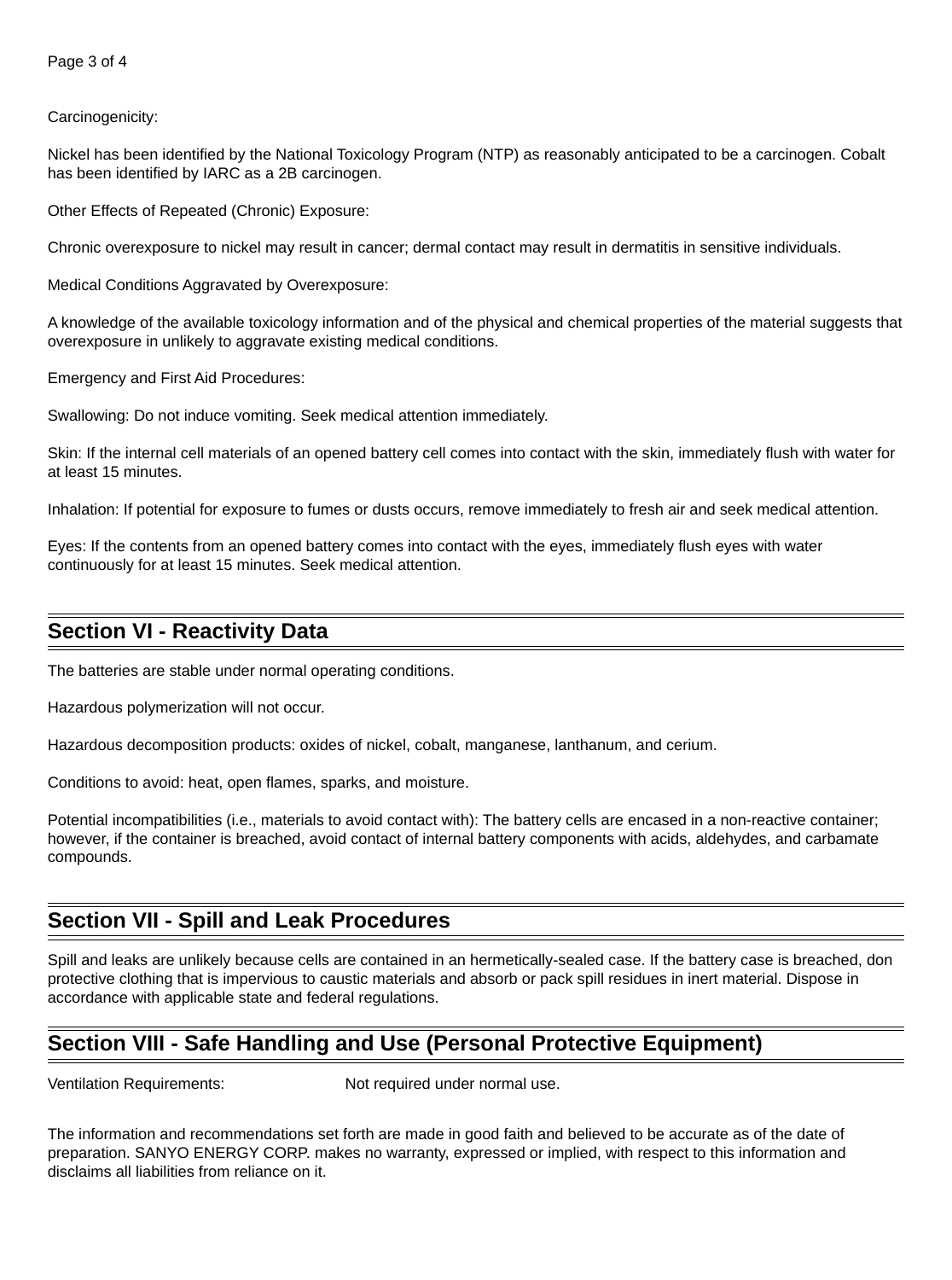Carcinogenicity:

Nickel has been identified by the National Toxicology Program (NTP) as reasonably anticipated to be a carcinogen. Cobalt has been identified by IARC as a 2B carcinogen.

Other Effects of Repeated (Chronic) Exposure:

Chronic overexposure to nickel may result in cancer; dermal contact may result in dermatitis in sensitive individuals.

Medical Conditions Aggravated by Overexposure:

A knowledge of the available toxicology information and of the physical and chemical properties of the material suggests that overexposure in unlikely to aggravate existing medical conditions.

Emergency and First Aid Procedures:

Swallowing: Do not induce vomiting. Seek medical attention immediately.

Skin: If the internal cell materials of an opened battery cell comes into contact with the skin, immediately flush with water for at least 15 minutes.

Inhalation: If potential for exposure to fumes or dusts occurs, remove immediately to fresh air and seek medical attention.

Eyes: If the contents from an opened battery comes into contact with the eyes, immediately flush eyes with water continuously for at least 15 minutes. Seek medical attention.

## Section VI - Reactivity Data

The batteries are stable under normal operating conditions.

Hazardous polymerization will not occur.

Hazardous decomposition products: oxides of nickel, cobalt, manganese, lanthanum, and cerium.

Conditions to avoid: heat, open flames, sparks, and moisture.

Potential incompatibilities (i.e., materials to avoid contact with): The battery cells are encased in a non-reactive container; however, if the container is breached, avoid contact of internal battery components with acids, aldehydes, and carbamate compounds.

## Section VII - Spill and Leak Procedures

Spill and leaks are unlikely because cells are contained in an hermetically-sealed case. If the battery case is breached, don protective clothing that is impervious to caustic materials and absorb or pack spill residues in inert material. Dispose in accordance with applicable state and federal regulations.

## Section VIII - Safe Handling and Use (Personal Protective Equipment)

Ventilation Requirements: Not required under normal use.

The information and recommendations set forth are made in good faith and believed to be accurate as of the date of preparation. SANYO ENERGY CORP. makes no warranty, expressed or implied, with respect to this information and disclaims all liabilities from reliance on it.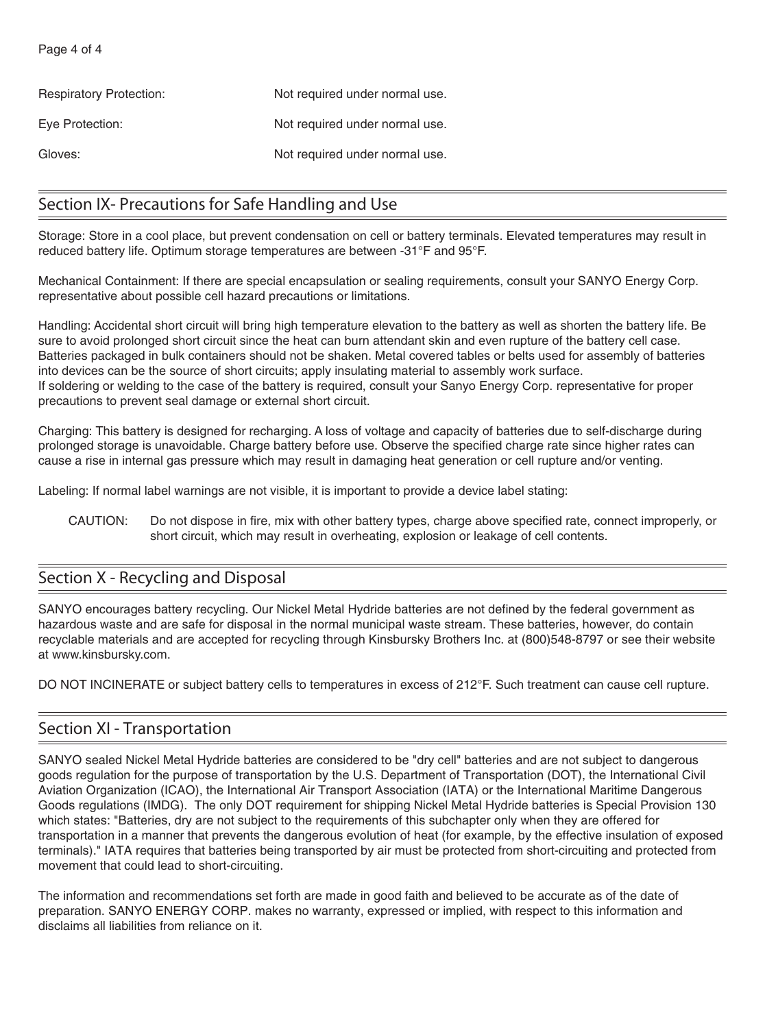| | |
|---|---|
| Respiratory Protection: | Not required under normal use. |
| Eye Protection: | Not required under normal use. |
| Gloves: | Not required under normal use. |

## Section IX- Precautions for Safe Handling and Use

Storage: Store in a cool place, but prevent condensation on cell or battery terminals. Elevated temperatures may result in reduced battery life. Optimum storage temperatures are between -31°F and 95°F.

Mechanical Containment: If there are special encapsulation or sealing requirements, consult your SANYO Energy Corp. representative about possible cell hazard precautions or limitations.

Handling: Accidental short circuit will bring high temperature elevation to the battery as well as shorten the battery life. Be sure to avoid prolonged short circuit since the heat can burn attendant skin and even rupture of the battery cell case. Batteries packaged in bulk containers should not be shaken. Metal covered tables or belts used for assembly of batteries into devices can be the source of short circuits; apply insulating material to assembly work surface.
If soldering or welding to the case of the battery is required, consult your Sanyo Energy Corp. representative for proper precautions to prevent seal damage or external short circuit.

Charging: This battery is designed for recharging. A loss of voltage and capacity of batteries due to self-discharge during prolonged storage is unavoidable. Charge battery before use. Observe the specified charge rate since higher rates can cause a rise in internal gas pressure which may result in damaging heat generation or cell rupture and/or venting.

Labeling: If normal label warnings are not visible, it is important to provide a device label stating:

CAUTION: Do not dispose in fire, mix with other battery types, charge above specified rate, connect improperly, or short circuit, which may result in overheating, explosion or leakage of cell contents.

## Section X - Recycling and Disposal

SANYO encourages battery recycling. Our Nickel Metal Hydride batteries are not defined by the federal government as hazardous waste and are safe for disposal in the normal municipal waste stream. These batteries, however, do contain recyclable materials and are accepted for recycling through Kinsbursky Brothers Inc. at (800)548-8797 or see their website at www.kinsbursky.com.

DO NOT INCINERATE or subject battery cells to temperatures in excess of 212°F. Such treatment can cause cell rupture.

## Section XI - Transportation

SANYO sealed Nickel Metal Hydride batteries are considered to be "dry cell" batteries and are not subject to dangerous goods regulation for the purpose of transportation by the U.S. Department of Transportation (DOT), the International Civil Aviation Organization (ICAO), the International Air Transport Association (IATA) or the International Maritime Dangerous Goods regulations (IMDG). The only DOT requirement for shipping Nickel Metal Hydride batteries is Special Provision 130 which states: "Batteries, dry are not subject to the requirements of this subchapter only when they are offered for transportation in a manner that prevents the dangerous evolution of heat (for example, by the effective insulation of exposed terminals)." IATA requires that batteries being transported by air must be protected from short-circuiting and protected from movement that could lead to short-circuiting.

The information and recommendations set forth are made in good faith and believed to be accurate as of the date of preparation. SANYO ENERGY CORP. makes no warranty, expressed or implied, with respect to this information and disclaims all liabilities from reliance on it.